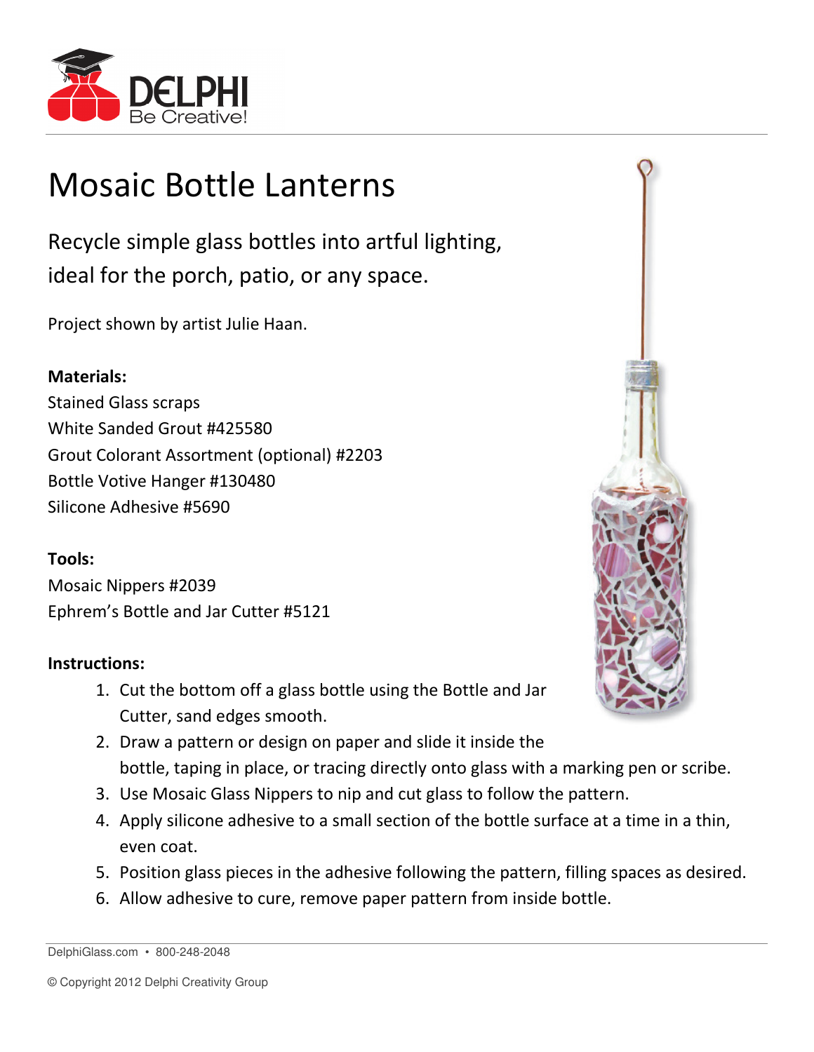DELPHI
Be Creative!

# Mosaic Bottle Lanterns

## Recycle simple glass bottles into artful lighting, ideal for the porch, patio, or any space.

Project shown by artist Julie Haan.

**Materials:**
Stained Glass scraps
White Sanded Grout #425580
Grout Colorant Assortment (optional) #2203
Bottle Votive Hanger #130480
Silicone Adhesive #5690

**Tools:**
Mosaic Nippers #2039
Ephrem's Bottle and Jar Cutter #5121

**Instructions:**

1. Cut the bottom off a glass bottle using the Bottle and Jar Cutter, sand edges smooth.
2. Draw a pattern or design on paper and slide it inside the bottle, taping in place, or tracing directly onto glass with a marking pen or scribe.
3. Use Mosaic Glass Nippers to nip and cut glass to follow the pattern.
4. Apply silicone adhesive to a small section of the bottle surface at a time in a thin, even coat.
5. Position glass pieces in the adhesive following the pattern, filling spaces as desired.
6. Allow adhesive to cure, remove paper pattern from inside bottle.

DelphiGlass.com • 800-248-2048

© Copyright 2012 Delphi Creativity Group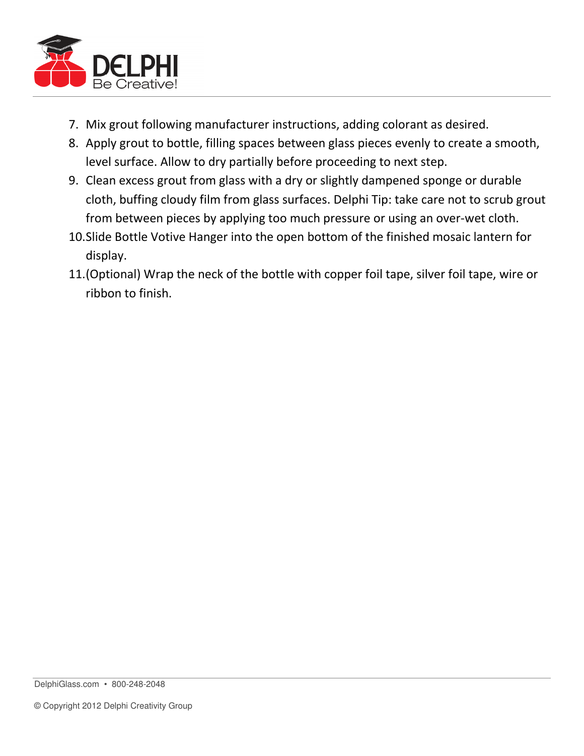7. Mix grout following manufacturer instructions, adding colorant as desired.
8. Apply grout to bottle, filling spaces between glass pieces evenly to create a smooth, level surface. Allow to dry partially before proceeding to next step.
9. Clean excess grout from glass with a dry or slightly dampened sponge or durable cloth, buffing cloudy film from glass surfaces. Delphi Tip: take care not to scrub grout from between pieces by applying too much pressure or using an over-wet cloth.
10. Slide Bottle Votive Hanger into the open bottom of the finished mosaic lantern for display.
11. (Optional) Wrap the neck of the bottle with copper foil tape, silver foil tape, wire or ribbon to finish.